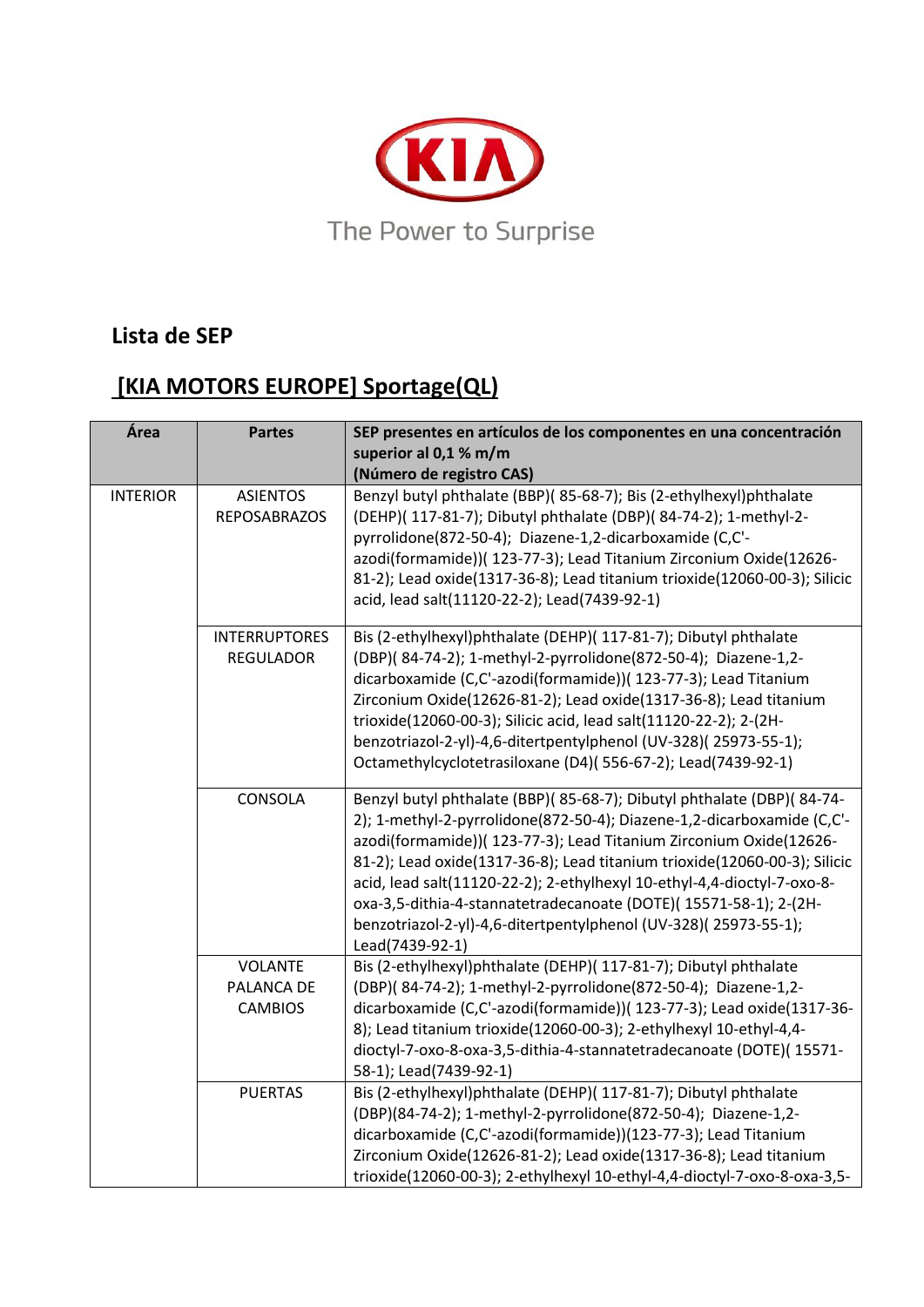KIA

The Power to Surprise

## Lista de SEP

## [KIA MOTORS EUROPE] Sportage(QL)

| Área | Partes | SEP presentes en artículos de los componentes en una concentración superior al 0,1 % m/m (Número de registro CAS) |
|---|---|---|
| INTERIOR | ASIENTOS REPOSABRAZOS | Benzyl butyl phthalate (BBP)( 85-68-7); Bis (2-ethylhexyl)phthalate (DEHP)( 117-81-7); Dibutyl phthalate (DBP)( 84-74-2); 1-methyl-2-pyrrolidone(872-50-4); Diazene-1,2-dicarboxamide (C,C'-azodi(formamide))( 123-77-3); Lead Titanium Zirconium Oxide(12626-81-2); Lead oxide(1317-36-8); Lead titanium trioxide(12060-00-3); Silicic acid, lead salt(11120-22-2); Lead(7439-92-1) |
| | INTERRUPTORES REGULADOR | Bis (2-ethylhexyl)phthalate (DEHP)( 117-81-7); Dibutyl phthalate (DBP)( 84-74-2); 1-methyl-2-pyrrolidone(872-50-4); Diazene-1,2-dicarboxamide (C,C'-azodi(formamide))( 123-77-3); Lead Titanium Zirconium Oxide(12626-81-2); Lead oxide(1317-36-8); Lead titanium trioxide(12060-00-3); Silicic acid, lead salt(11120-22-2); 2-(2H-benzotriazol-2-yl)-4,6-ditertpentylphenol (UV-328)( 25973-55-1); Octamethylcyclotetrasiloxane (D4)( 556-67-2); Lead(7439-92-1) |
| | CONSOLA | Benzyl butyl phthalate (BBP)( 85-68-7); Dibutyl phthalate (DBP)( 84-74-2); 1-methyl-2-pyrrolidone(872-50-4); Diazene-1,2-dicarboxamide (C,C'-azodi(formamide))( 123-77-3); Lead Titanium Zirconium Oxide(12626-81-2); Lead oxide(1317-36-8); Lead titanium trioxide(12060-00-3); Silicic acid, lead salt(11120-22-2); 2-ethylhexyl 10-ethyl-4,4-dioctyl-7-oxo-8-oxa-3,5-dithia-4-stannatetradecanoate (DOTE)( 15571-58-1); 2-(2H-benzotriazol-2-yl)-4,6-ditertpentylphenol (UV-328)( 25973-55-1); Lead(7439-92-1) |
| | VOLANTE PALANCA DE CAMBIOS | Bis (2-ethylhexyl)phthalate (DEHP)( 117-81-7); Dibutyl phthalate (DBP)( 84-74-2); 1-methyl-2-pyrrolidone(872-50-4); Diazene-1,2-dicarboxamide (C,C'-azodi(formamide))( 123-77-3); Lead oxide(1317-36-8); Lead titanium trioxide(12060-00-3); 2-ethylhexyl 10-ethyl-4,4-dioctyl-7-oxo-8-oxa-3,5-dithia-4-stannatetradecanoate (DOTE)( 15571-58-1); Lead(7439-92-1) |
| | PUERTAS | Bis (2-ethylhexyl)phthalate (DEHP)( 117-81-7); Dibutyl phthalate (DBP)(84-74-2); 1-methyl-2-pyrrolidone(872-50-4); Diazene-1,2-dicarboxamide (C,C'-azodi(formamide))(123-77-3); Lead Titanium Zirconium Oxide(12626-81-2); Lead oxide(1317-36-8); Lead titanium trioxide(12060-00-3); 2-ethylhexyl 10-ethyl-4,4-dioctyl-7-oxo-8-oxa-3,5- |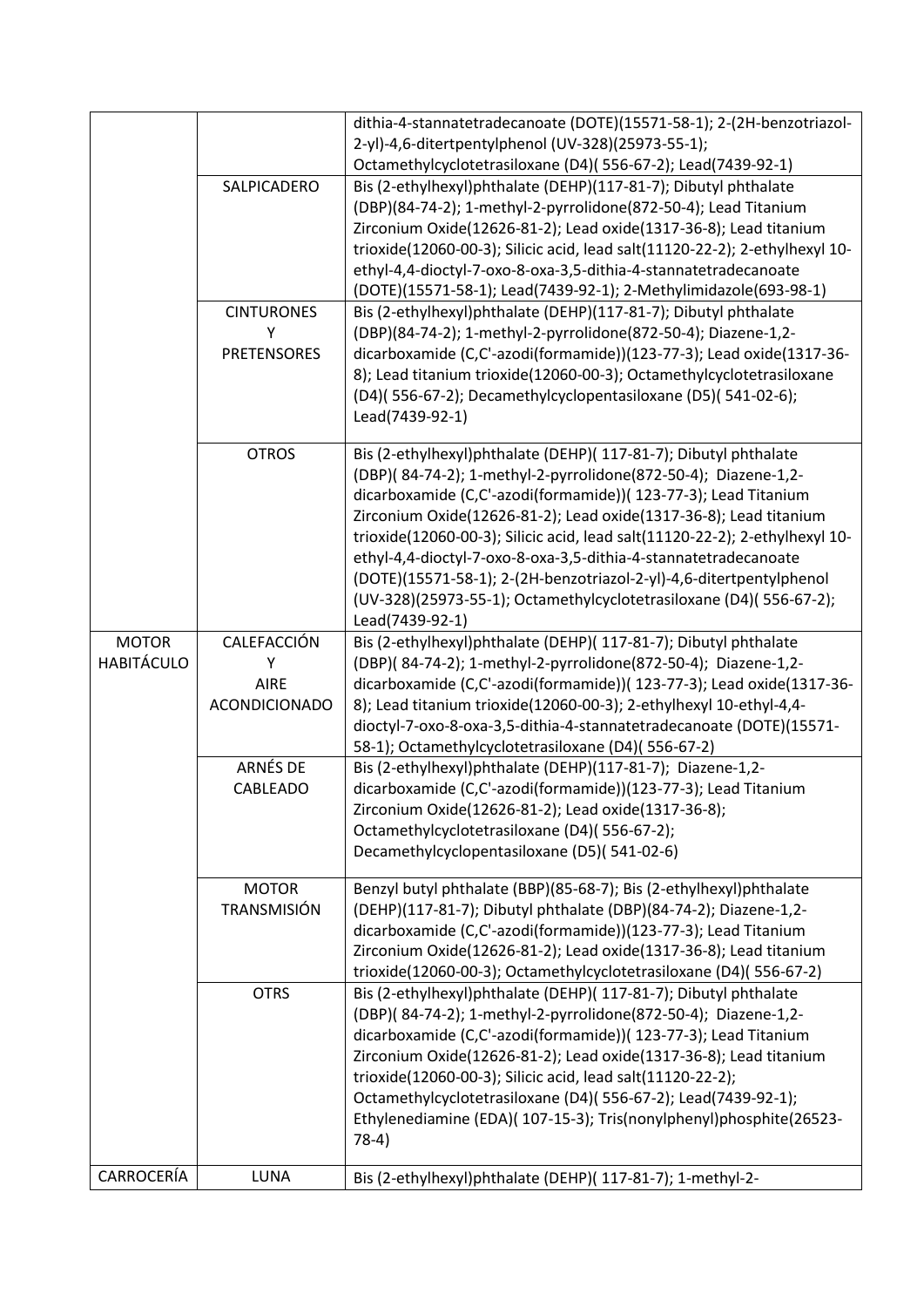| | | |
|---|---|---|
| | | dithia-4-stannatetradecanoate (DOTE)(15571-58-1); 2-(2H-benzotriazol-2-yl)-4,6-ditertpentylphenol (UV-328)(25973-55-1); Octamethylcyclotetrasiloxane (D4)( 556-67-2); Lead(7439-92-1) |
| | SALPICADERO | Bis (2-ethylhexyl)phthalate (DEHP)(117-81-7); Dibutyl phthalate (DBP)(84-74-2); 1-methyl-2-pyrrolidone(872-50-4); Lead Titanium Zirconium Oxide(12626-81-2); Lead oxide(1317-36-8); Lead titanium trioxide(12060-00-3); Silicic acid, lead salt(11120-22-2); 2-ethylhexyl 10-ethyl-4,4-dioctyl-7-oxo-8-oxa-3,5-dithia-4-stannatetradecanoate (DOTE)(15571-58-1); Lead(7439-92-1); 2-Methylimidazole(693-98-1) |
| | CINTURONES Y PRETENSORES | Bis (2-ethylhexyl)phthalate (DEHP)(117-81-7); Dibutyl phthalate (DBP)(84-74-2); 1-methyl-2-pyrrolidone(872-50-4); Diazene-1,2-dicarboxamide (C,C'-azodi(formamide))(123-77-3); Lead oxide(1317-36-8); Lead titanium trioxide(12060-00-3); Octamethylcyclotetrasiloxane (D4)( 556-67-2); Decamethylcyclopentasiloxane (D5)( 541-02-6); Lead(7439-92-1) |
| | OTROS | Bis (2-ethylhexyl)phthalate (DEHP)( 117-81-7); Dibutyl phthalate (DBP)( 84-74-2); 1-methyl-2-pyrrolidone(872-50-4); Diazene-1,2-dicarboxamide (C,C'-azodi(formamide))( 123-77-3); Lead Titanium Zirconium Oxide(12626-81-2); Lead oxide(1317-36-8); Lead titanium trioxide(12060-00-3); Silicic acid, lead salt(11120-22-2); 2-ethylhexyl 10-ethyl-4,4-dioctyl-7-oxo-8-oxa-3,5-dithia-4-stannatetradecanoate (DOTE)(15571-58-1); 2-(2H-benzotriazol-2-yl)-4,6-ditertpentylphenol (UV-328)(25973-55-1); Octamethylcyclotetrasiloxane (D4)( 556-67-2); Lead(7439-92-1) |
| MOTOR HABITÁCULO | CALEFACCIÓN Y AIRE ACONDICIONADO | Bis (2-ethylhexyl)phthalate (DEHP)( 117-81-7); Dibutyl phthalate (DBP)( 84-74-2); 1-methyl-2-pyrrolidone(872-50-4); Diazene-1,2-dicarboxamide (C,C'-azodi(formamide))( 123-77-3); Lead oxide(1317-36-8); Lead titanium trioxide(12060-00-3); 2-ethylhexyl 10-ethyl-4,4-dioctyl-7-oxo-8-oxa-3,5-dithia-4-stannatetradecanoate (DOTE)(15571-58-1); Octamethylcyclotetrasiloxane (D4)( 556-67-2) |
| | ARNÉS DE CABLEADO | Bis (2-ethylhexyl)phthalate (DEHP)(117-81-7); Diazene-1,2-dicarboxamide (C,C'-azodi(formamide))(123-77-3); Lead Titanium Zirconium Oxide(12626-81-2); Lead oxide(1317-36-8); Octamethylcyclotetrasiloxane (D4)( 556-67-2); Decamethylcyclopentasiloxane (D5)( 541-02-6) |
| | MOTOR TRANSMISIÓN | Benzyl butyl phthalate (BBP)(85-68-7); Bis (2-ethylhexyl)phthalate (DEHP)(117-81-7); Dibutyl phthalate (DBP)(84-74-2); Diazene-1,2-dicarboxamide (C,C'-azodi(formamide))(123-77-3); Lead Titanium Zirconium Oxide(12626-81-2); Lead oxide(1317-36-8); Lead titanium trioxide(12060-00-3); Octamethylcyclotetrasiloxane (D4)( 556-67-2) |
| | OTRS | Bis (2-ethylhexyl)phthalate (DEHP)( 117-81-7); Dibutyl phthalate (DBP)( 84-74-2); 1-methyl-2-pyrrolidone(872-50-4); Diazene-1,2-dicarboxamide (C,C'-azodi(formamide))( 123-77-3); Lead Titanium Zirconium Oxide(12626-81-2); Lead oxide(1317-36-8); Lead titanium trioxide(12060-00-3); Silicic acid, lead salt(11120-22-2); Octamethylcyclotetrasiloxane (D4)( 556-67-2); Lead(7439-92-1); Ethylenediamine (EDA)( 107-15-3); Tris(nonylphenyl)phosphite(26523-78-4) |
| CARROCERÍA | LUNA | Bis (2-ethylhexyl)phthalate (DEHP)( 117-81-7); 1-methyl-2- |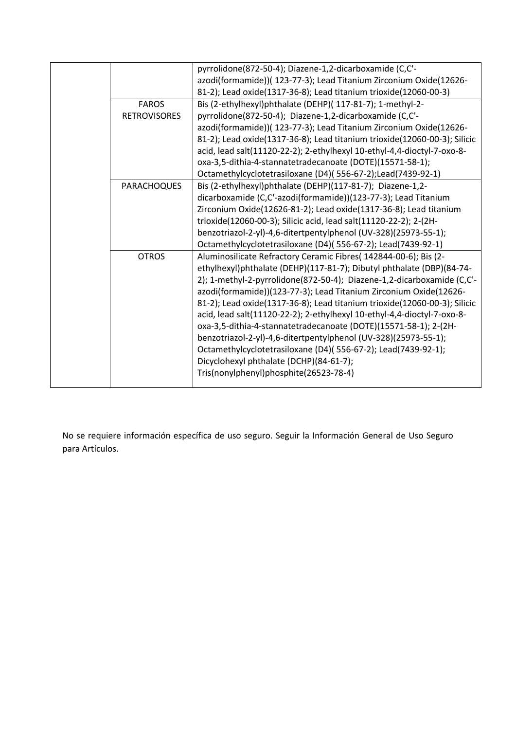| | | |
|---|---|---|
| | | pyrrolidone(872-50-4); Diazene-1,2-dicarboxamide (C,C'-azodi(formamide))( 123-77-3); Lead Titanium Zirconium Oxide(12626-81-2); Lead oxide(1317-36-8); Lead titanium trioxide(12060-00-3) |
| | FAROS RETROVISORES | Bis (2-ethylhexyl)phthalate (DEHP)( 117-81-7); 1-methyl-2-pyrrolidone(872-50-4); Diazene-1,2-dicarboxamide (C,C'-azodi(formamide))( 123-77-3); Lead Titanium Zirconium Oxide(12626-81-2); Lead oxide(1317-36-8); Lead titanium trioxide(12060-00-3); Silicic acid, lead salt(11120-22-2); 2-ethylhexyl 10-ethyl-4,4-dioctyl-7-oxo-8-oxa-3,5-dithia-4-stannatetradecanoate (DOTE)(15571-58-1); Octamethylcyclotetrasiloxane (D4)( 556-67-2);Lead(7439-92-1) |
| | PARACHOQUES | Bis (2-ethylhexyl)phthalate (DEHP)(117-81-7); Diazene-1,2-dicarboxamide (C,C'-azodi(formamide))(123-77-3); Lead Titanium Zirconium Oxide(12626-81-2); Lead oxide(1317-36-8); Lead titanium trioxide(12060-00-3); Silicic acid, lead salt(11120-22-2); 2-(2H-benzotriazol-2-yl)-4,6-ditertpentylphenol (UV-328)(25973-55-1); Octamethylcyclotetrasiloxane (D4)( 556-67-2); Lead(7439-92-1) |
| | OTROS | Aluminosilicate Refractory Ceramic Fibres( 142844-00-6); Bis (2-ethylhexyl)phthalate (DEHP)(117-81-7); Dibutyl phthalate (DBP)(84-74-2); 1-methyl-2-pyrrolidone(872-50-4); Diazene-1,2-dicarboxamide (C,C'-azodi(formamide))(123-77-3); Lead Titanium Zirconium Oxide(12626-81-2); Lead oxide(1317-36-8); Lead titanium trioxide(12060-00-3); Silicic acid, lead salt(11120-22-2); 2-ethylhexyl 10-ethyl-4,4-dioctyl-7-oxo-8-oxa-3,5-dithia-4-stannatetradecanoate (DOTE)(15571-58-1); 2-(2H-benzotriazol-2-yl)-4,6-ditertpentylphenol (UV-328)(25973-55-1); Octamethylcyclotetrasiloxane (D4)( 556-67-2); Lead(7439-92-1); Dicyclohexyl phthalate (DCHP)(84-61-7); Tris(nonylphenyl)phosphite(26523-78-4) |

No se requiere información específica de uso seguro. Seguir la Información General de Uso Seguro para Artículos.